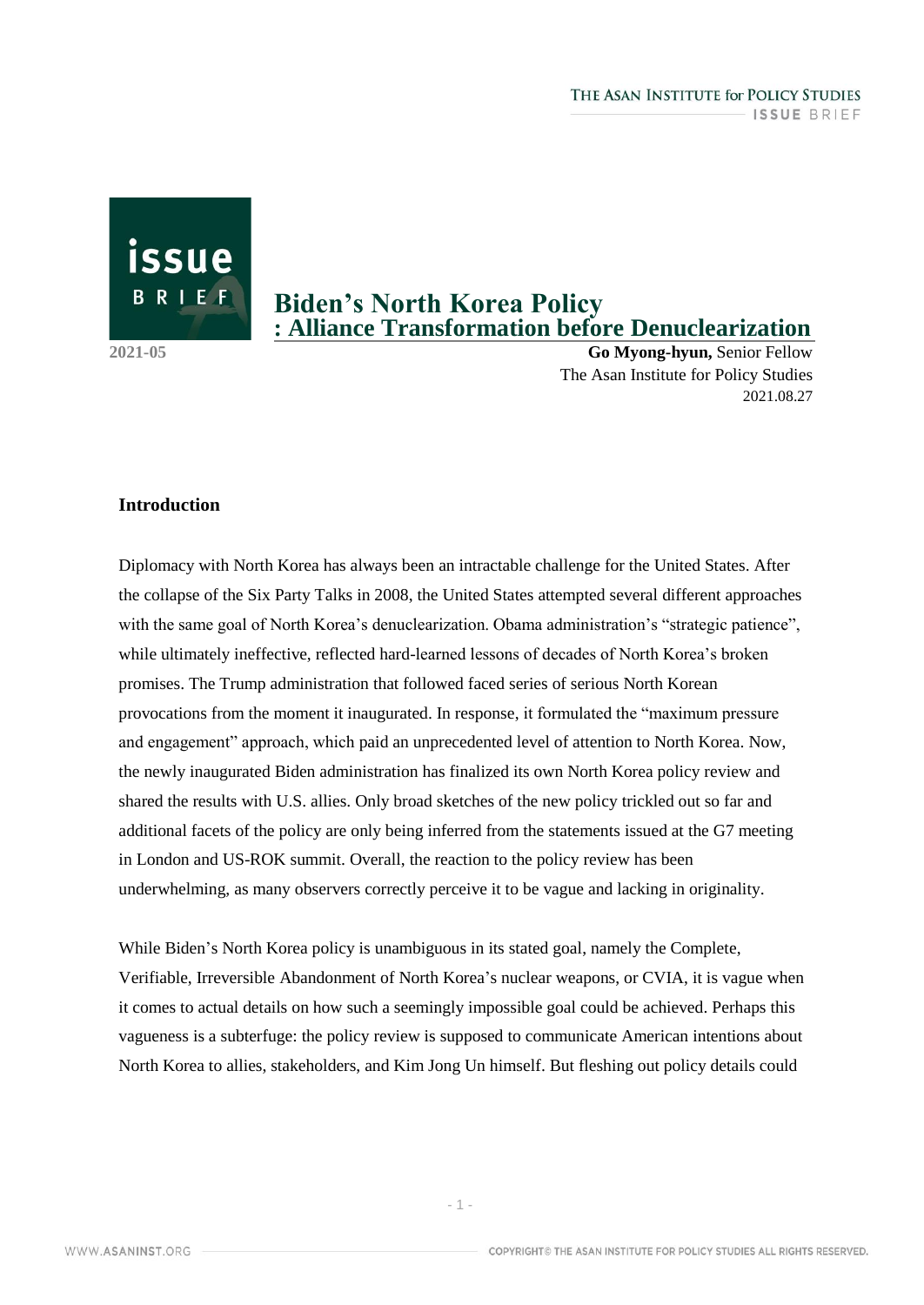# Biden's North Korea Policy : Alliance Transformation before Denuclearization

2021-05

**Go Myong-hyun,** Senior Fellow
The Asan Institute for Policy Studies
2021.08.27

## Introduction

Diplomacy with North Korea has always been an intractable challenge for the United States. After the collapse of the Six Party Talks in 2008, the United States attempted several different approaches with the same goal of North Korea's denuclearization. Obama administration's "strategic patience", while ultimately ineffective, reflected hard-learned lessons of decades of North Korea's broken promises. The Trump administration that followed faced series of serious North Korean provocations from the moment it inaugurated. In response, it formulated the "maximum pressure and engagement" approach, which paid an unprecedented level of attention to North Korea. Now, the newly inaugurated Biden administration has finalized its own North Korea policy review and shared the results with U.S. allies. Only broad sketches of the new policy trickled out so far and additional facets of the policy are only being inferred from the statements issued at the G7 meeting in London and US-ROK summit. Overall, the reaction to the policy review has been underwhelming, as many observers correctly perceive it to be vague and lacking in originality.

While Biden's North Korea policy is unambiguous in its stated goal, namely the Complete, Verifiable, Irreversible Abandonment of North Korea's nuclear weapons, or CVIA, it is vague when it comes to actual details on how such a seemingly impossible goal could be achieved. Perhaps this vagueness is a subterfuge: the policy review is supposed to communicate American intentions about North Korea to allies, stakeholders, and Kim Jong Un himself. But fleshing out policy details could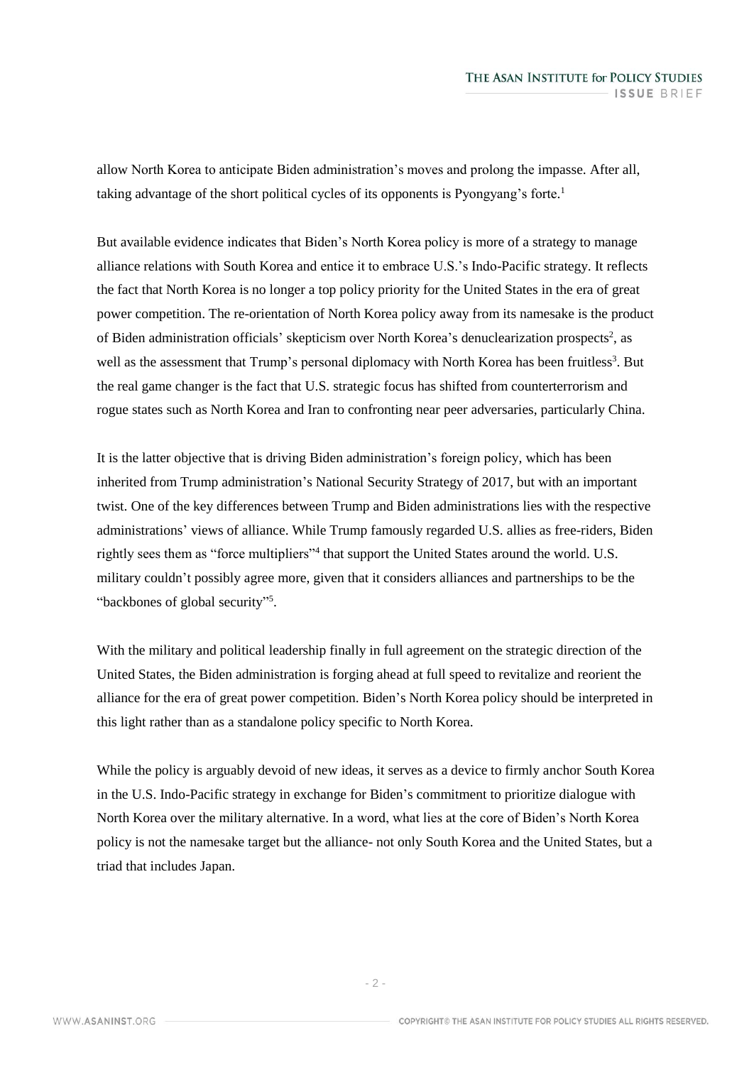allow North Korea to anticipate Biden administration's moves and prolong the impasse. After all, taking advantage of the short political cycles of its opponents is Pyongyang's forte.[1]

But available evidence indicates that Biden's North Korea policy is more of a strategy to manage alliance relations with South Korea and entice it to embrace U.S.'s Indo-Pacific strategy. It reflects the fact that North Korea is no longer a top policy priority for the United States in the era of great power competition. The re-orientation of North Korea policy away from its namesake is the product of Biden administration officials' skepticism over North Korea's denuclearization prospects[2], as well as the assessment that Trump's personal diplomacy with North Korea has been fruitless[3]. But the real game changer is the fact that U.S. strategic focus has shifted from counterterrorism and rogue states such as North Korea and Iran to confronting near peer adversaries, particularly China.

It is the latter objective that is driving Biden administration's foreign policy, which has been inherited from Trump administration's National Security Strategy of 2017, but with an important twist. One of the key differences between Trump and Biden administrations lies with the respective administrations' views of alliance. While Trump famously regarded U.S. allies as free-riders, Biden rightly sees them as "force multipliers"[4] that support the United States around the world. U.S. military couldn't possibly agree more, given that it considers alliances and partnerships to be the "backbones of global security"[5].

With the military and political leadership finally in full agreement on the strategic direction of the United States, the Biden administration is forging ahead at full speed to revitalize and reorient the alliance for the era of great power competition. Biden's North Korea policy should be interpreted in this light rather than as a standalone policy specific to North Korea.

While the policy is arguably devoid of new ideas, it serves as a device to firmly anchor South Korea in the U.S. Indo-Pacific strategy in exchange for Biden's commitment to prioritize dialogue with North Korea over the military alternative. In a word, what lies at the core of Biden's North Korea policy is not the namesake target but the alliance- not only South Korea and the United States, but a triad that includes Japan.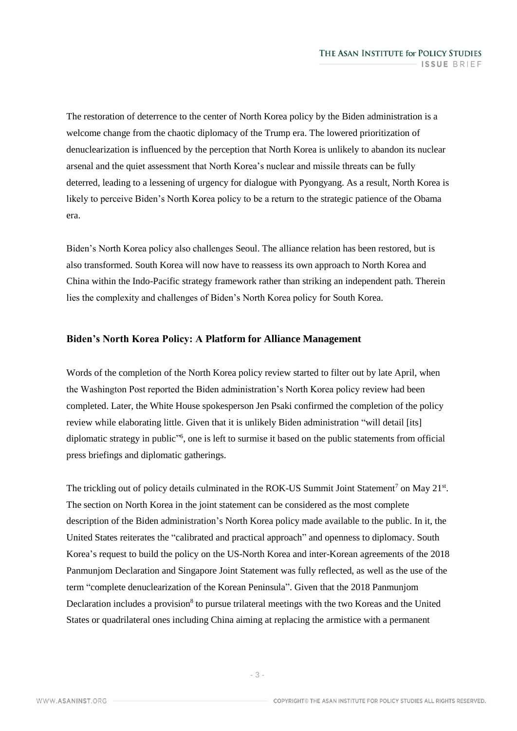The restoration of deterrence to the center of North Korea policy by the Biden administration is a welcome change from the chaotic diplomacy of the Trump era. The lowered prioritization of denuclearization is influenced by the perception that North Korea is unlikely to abandon its nuclear arsenal and the quiet assessment that North Korea's nuclear and missile threats can be fully deterred, leading to a lessening of urgency for dialogue with Pyongyang. As a result, North Korea is likely to perceive Biden's North Korea policy to be a return to the strategic patience of the Obama era.

Biden's North Korea policy also challenges Seoul. The alliance relation has been restored, but is also transformed. South Korea will now have to reassess its own approach to North Korea and China within the Indo-Pacific strategy framework rather than striking an independent path. Therein lies the complexity and challenges of Biden's North Korea policy for South Korea.

## Biden's North Korea Policy: A Platform for Alliance Management

Words of the completion of the North Korea policy review started to filter out by late April, when the Washington Post reported the Biden administration's North Korea policy review had been completed. Later, the White House spokesperson Jen Psaki confirmed the completion of the policy review while elaborating little. Given that it is unlikely Biden administration "will detail [its] diplomatic strategy in public"[6], one is left to surmise it based on the public statements from official press briefings and diplomatic gatherings.

The trickling out of policy details culminated in the ROK-US Summit Joint Statement[7] on May 21st. The section on North Korea in the joint statement can be considered as the most complete description of the Biden administration's North Korea policy made available to the public. In it, the United States reiterates the "calibrated and practical approach" and openness to diplomacy. South Korea's request to build the policy on the US-North Korea and inter-Korean agreements of the 2018 Panmunjom Declaration and Singapore Joint Statement was fully reflected, as well as the use of the term "complete denuclearization of the Korean Peninsula". Given that the 2018 Panmunjom Declaration includes a provision[8] to pursue trilateral meetings with the two Koreas and the United States or quadrilateral ones including China aiming at replacing the armistice with a permanent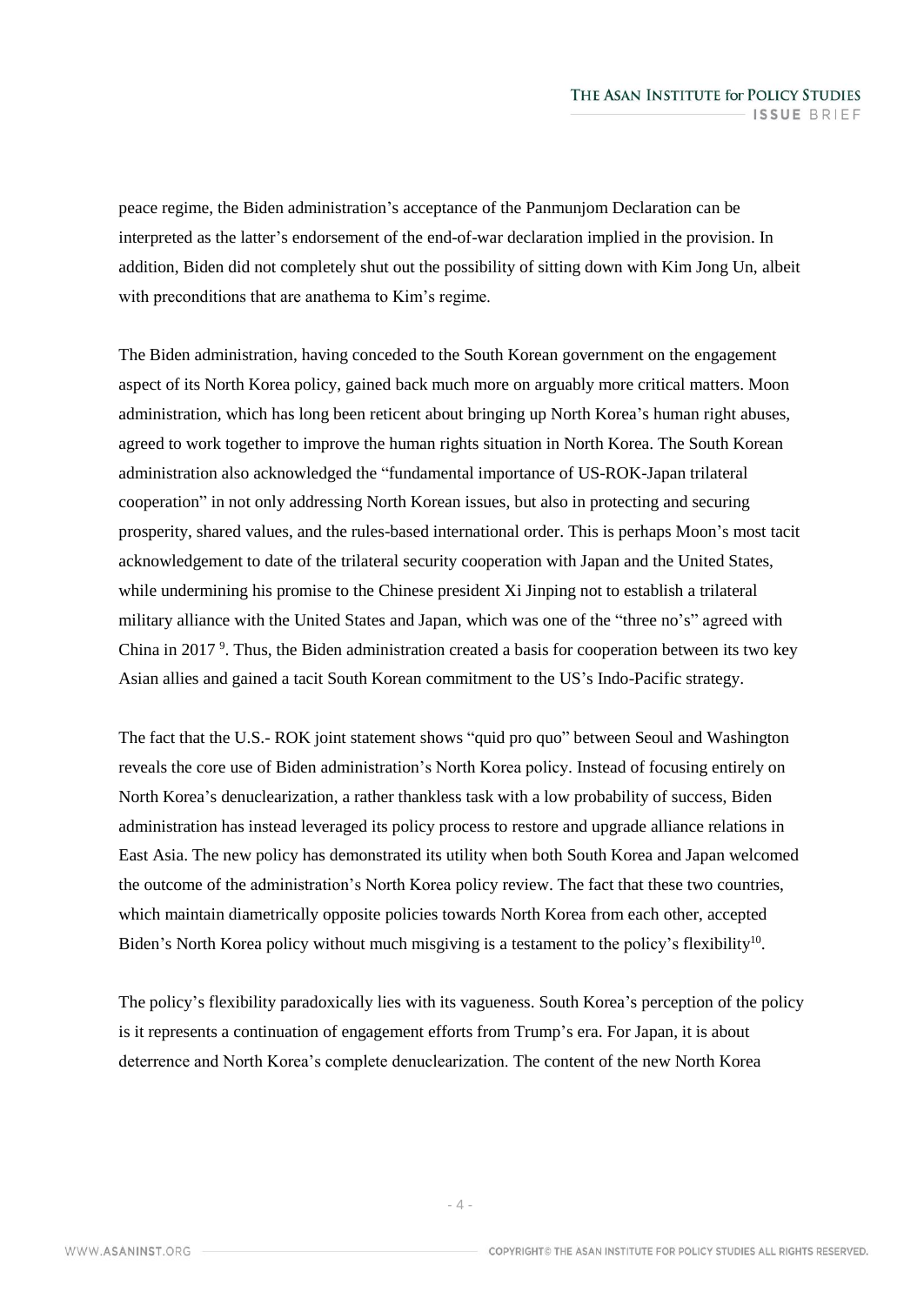peace regime, the Biden administration's acceptance of the Panmunjom Declaration can be interpreted as the latter's endorsement of the end-of-war declaration implied in the provision. In addition, Biden did not completely shut out the possibility of sitting down with Kim Jong Un, albeit with preconditions that are anathema to Kim's regime.

The Biden administration, having conceded to the South Korean government on the engagement aspect of its North Korea policy, gained back much more on arguably more critical matters. Moon administration, which has long been reticent about bringing up North Korea's human right abuses, agreed to work together to improve the human rights situation in North Korea. The South Korean administration also acknowledged the "fundamental importance of US-ROK-Japan trilateral cooperation" in not only addressing North Korean issues, but also in protecting and securing prosperity, shared values, and the rules-based international order. This is perhaps Moon's most tacit acknowledgement to date of the trilateral security cooperation with Japan and the United States, while undermining his promise to the Chinese president Xi Jinping not to establish a trilateral military alliance with the United States and Japan, which was one of the "three no's" agreed with China in 2017 [9]. Thus, the Biden administration created a basis for cooperation between its two key Asian allies and gained a tacit South Korean commitment to the US's Indo-Pacific strategy.

The fact that the U.S.- ROK joint statement shows "quid pro quo" between Seoul and Washington reveals the core use of Biden administration's North Korea policy. Instead of focusing entirely on North Korea's denuclearization, a rather thankless task with a low probability of success, Biden administration has instead leveraged its policy process to restore and upgrade alliance relations in East Asia. The new policy has demonstrated its utility when both South Korea and Japan welcomed the outcome of the administration's North Korea policy review. The fact that these two countries, which maintain diametrically opposite policies towards North Korea from each other, accepted Biden's North Korea policy without much misgiving is a testament to the policy's flexibility[10].

The policy's flexibility paradoxically lies with its vagueness. South Korea's perception of the policy is it represents a continuation of engagement efforts from Trump's era. For Japan, it is about deterrence and North Korea's complete denuclearization. The content of the new North Korea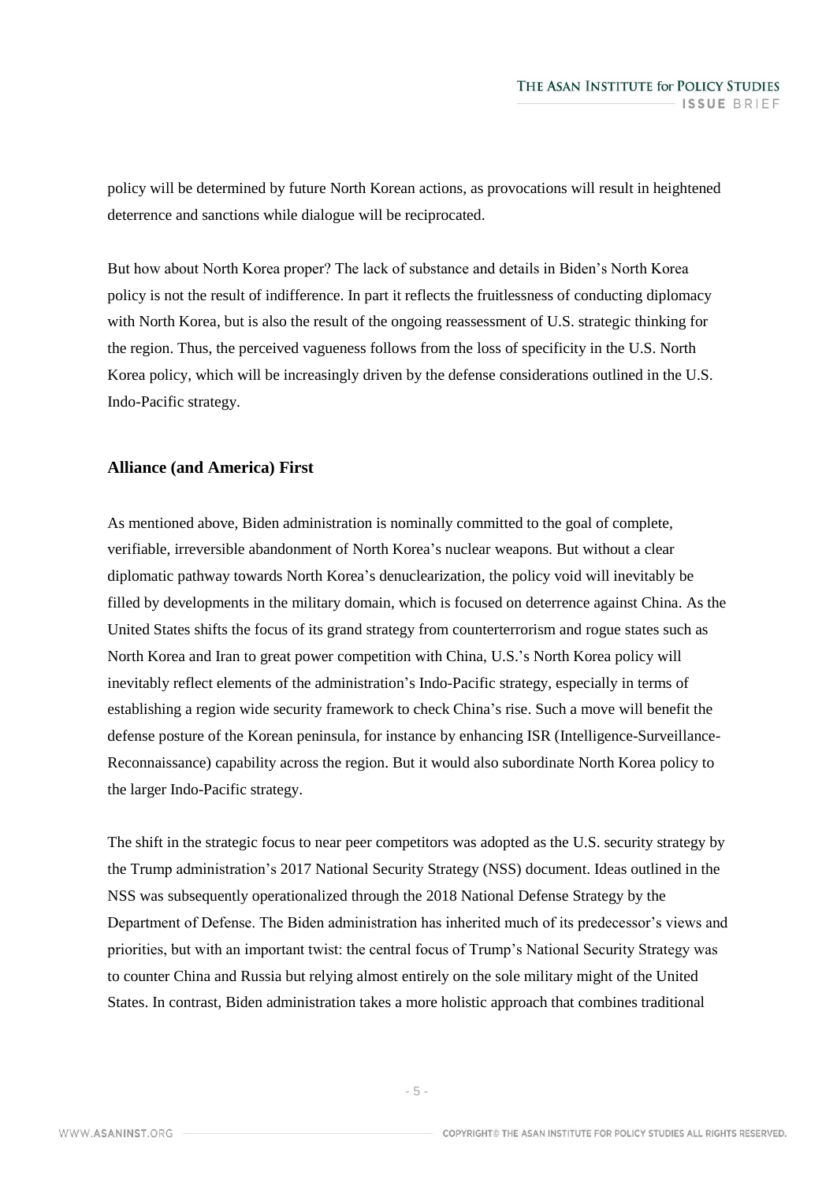policy will be determined by future North Korean actions, as provocations will result in heightened deterrence and sanctions while dialogue will be reciprocated.

But how about North Korea proper? The lack of substance and details in Biden's North Korea policy is not the result of indifference. In part it reflects the fruitlessness of conducting diplomacy with North Korea, but is also the result of the ongoing reassessment of U.S. strategic thinking for the region. Thus, the perceived vagueness follows from the loss of specificity in the U.S. North Korea policy, which will be increasingly driven by the defense considerations outlined in the U.S. Indo-Pacific strategy.

## Alliance (and America) First

As mentioned above, Biden administration is nominally committed to the goal of complete, verifiable, irreversible abandonment of North Korea's nuclear weapons. But without a clear diplomatic pathway towards North Korea's denuclearization, the policy void will inevitably be filled by developments in the military domain, which is focused on deterrence against China. As the United States shifts the focus of its grand strategy from counterterrorism and rogue states such as North Korea and Iran to great power competition with China, U.S.'s North Korea policy will inevitably reflect elements of the administration's Indo-Pacific strategy, especially in terms of establishing a region wide security framework to check China's rise. Such a move will benefit the defense posture of the Korean peninsula, for instance by enhancing ISR (Intelligence-Surveillance-Reconnaissance) capability across the region. But it would also subordinate North Korea policy to the larger Indo-Pacific strategy.

The shift in the strategic focus to near peer competitors was adopted as the U.S. security strategy by the Trump administration's 2017 National Security Strategy (NSS) document. Ideas outlined in the NSS was subsequently operationalized through the 2018 National Defense Strategy by the Department of Defense. The Biden administration has inherited much of its predecessor's views and priorities, but with an important twist: the central focus of Trump's National Security Strategy was to counter China and Russia but relying almost entirely on the sole military might of the United States. In contrast, Biden administration takes a more holistic approach that combines traditional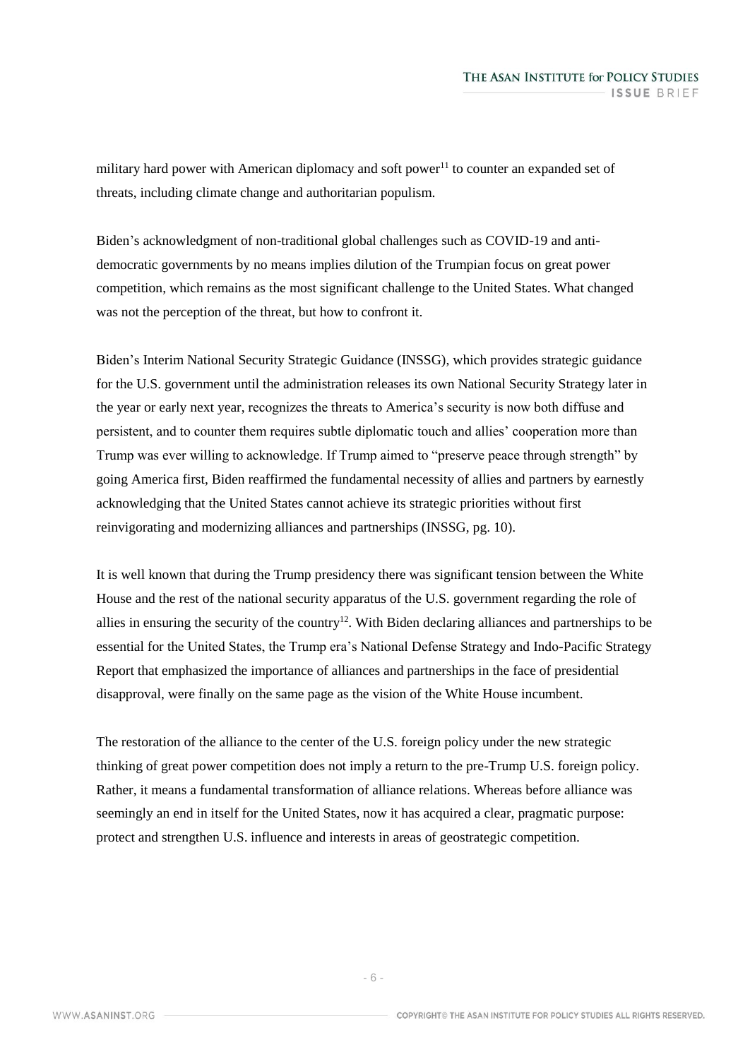military hard power with American diplomacy and soft power[11] to counter an expanded set of threats, including climate change and authoritarian populism.

Biden's acknowledgment of non-traditional global challenges such as COVID-19 and anti-democratic governments by no means implies dilution of the Trumpian focus on great power competition, which remains as the most significant challenge to the United States. What changed was not the perception of the threat, but how to confront it.

Biden's Interim National Security Strategic Guidance (INSSG), which provides strategic guidance for the U.S. government until the administration releases its own National Security Strategy later in the year or early next year, recognizes the threats to America's security is now both diffuse and persistent, and to counter them requires subtle diplomatic touch and allies' cooperation more than Trump was ever willing to acknowledge. If Trump aimed to "preserve peace through strength" by going America first, Biden reaffirmed the fundamental necessity of allies and partners by earnestly acknowledging that the United States cannot achieve its strategic priorities without first reinvigorating and modernizing alliances and partnerships (INSSG, pg. 10).

It is well known that during the Trump presidency there was significant tension between the White House and the rest of the national security apparatus of the U.S. government regarding the role of allies in ensuring the security of the country[12]. With Biden declaring alliances and partnerships to be essential for the United States, the Trump era's National Defense Strategy and Indo-Pacific Strategy Report that emphasized the importance of alliances and partnerships in the face of presidential disapproval, were finally on the same page as the vision of the White House incumbent.

The restoration of the alliance to the center of the U.S. foreign policy under the new strategic thinking of great power competition does not imply a return to the pre-Trump U.S. foreign policy. Rather, it means a fundamental transformation of alliance relations. Whereas before alliance was seemingly an end in itself for the United States, now it has acquired a clear, pragmatic purpose: protect and strengthen U.S. influence and interests in areas of geostrategic competition.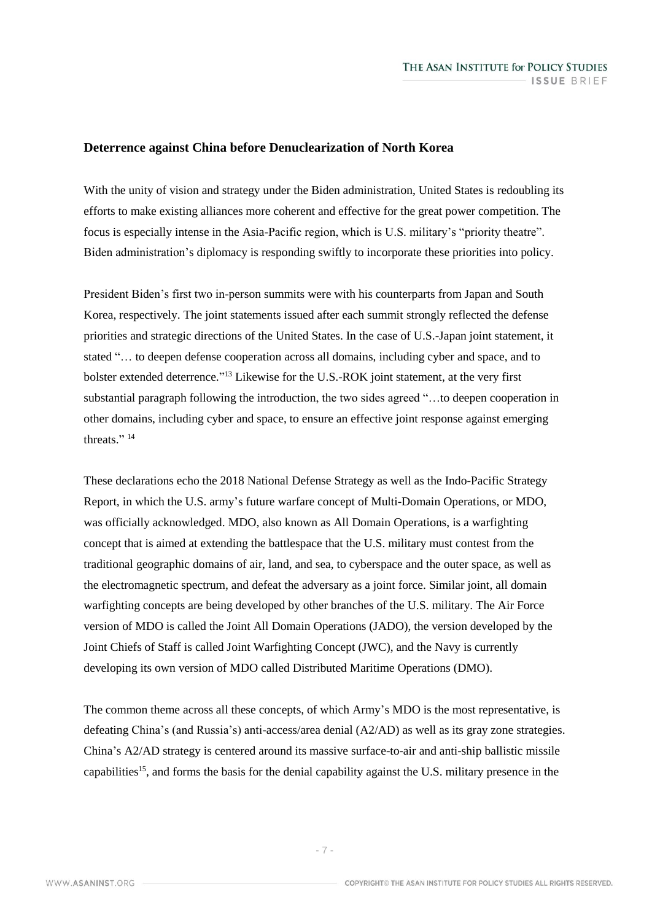## Deterrence against China before Denuclearization of North Korea

With the unity of vision and strategy under the Biden administration, United States is redoubling its efforts to make existing alliances more coherent and effective for the great power competition. The focus is especially intense in the Asia-Pacific region, which is U.S. military's "priority theatre". Biden administration's diplomacy is responding swiftly to incorporate these priorities into policy.

President Biden's first two in-person summits were with his counterparts from Japan and South Korea, respectively. The joint statements issued after each summit strongly reflected the defense priorities and strategic directions of the United States. In the case of U.S.-Japan joint statement, it stated "… to deepen defense cooperation across all domains, including cyber and space, and to bolster extended deterrence."[13] Likewise for the U.S.-ROK joint statement, at the very first substantial paragraph following the introduction, the two sides agreed "…to deepen cooperation in other domains, including cyber and space, to ensure an effective joint response against emerging threats." [14]

These declarations echo the 2018 National Defense Strategy as well as the Indo-Pacific Strategy Report, in which the U.S. army's future warfare concept of Multi-Domain Operations, or MDO, was officially acknowledged. MDO, also known as All Domain Operations, is a warfighting concept that is aimed at extending the battlespace that the U.S. military must contest from the traditional geographic domains of air, land, and sea, to cyberspace and the outer space, as well as the electromagnetic spectrum, and defeat the adversary as a joint force. Similar joint, all domain warfighting concepts are being developed by other branches of the U.S. military. The Air Force version of MDO is called the Joint All Domain Operations (JADO), the version developed by the Joint Chiefs of Staff is called Joint Warfighting Concept (JWC), and the Navy is currently developing its own version of MDO called Distributed Maritime Operations (DMO).

The common theme across all these concepts, of which Army's MDO is the most representative, is defeating China's (and Russia's) anti-access/area denial (A2/AD) as well as its gray zone strategies. China's A2/AD strategy is centered around its massive surface-to-air and anti-ship ballistic missile capabilities[15], and forms the basis for the denial capability against the U.S. military presence in the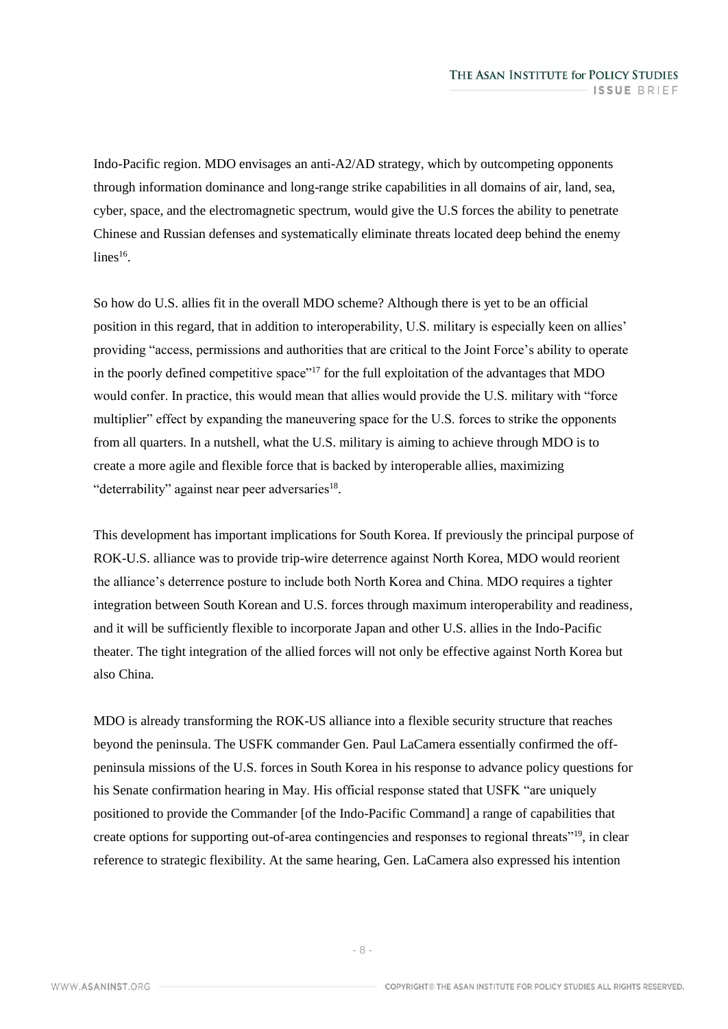Indo-Pacific region. MDO envisages an anti-A2/AD strategy, which by outcompeting opponents through information dominance and long-range strike capabilities in all domains of air, land, sea, cyber, space, and the electromagnetic spectrum, would give the U.S forces the ability to penetrate Chinese and Russian defenses and systematically eliminate threats located deep behind the enemy lines[16].

So how do U.S. allies fit in the overall MDO scheme? Although there is yet to be an official position in this regard, that in addition to interoperability, U.S. military is especially keen on allies' providing "access, permissions and authorities that are critical to the Joint Force's ability to operate in the poorly defined competitive space"[17] for the full exploitation of the advantages that MDO would confer. In practice, this would mean that allies would provide the U.S. military with "force multiplier" effect by expanding the maneuvering space for the U.S. forces to strike the opponents from all quarters. In a nutshell, what the U.S. military is aiming to achieve through MDO is to create a more agile and flexible force that is backed by interoperable allies, maximizing "deterrability" against near peer adversaries[18].

This development has important implications for South Korea. If previously the principal purpose of ROK-U.S. alliance was to provide trip-wire deterrence against North Korea, MDO would reorient the alliance's deterrence posture to include both North Korea and China. MDO requires a tighter integration between South Korean and U.S. forces through maximum interoperability and readiness, and it will be sufficiently flexible to incorporate Japan and other U.S. allies in the Indo-Pacific theater. The tight integration of the allied forces will not only be effective against North Korea but also China.

MDO is already transforming the ROK-US alliance into a flexible security structure that reaches beyond the peninsula. The USFK commander Gen. Paul LaCamera essentially confirmed the off-peninsula missions of the U.S. forces in South Korea in his response to advance policy questions for his Senate confirmation hearing in May. His official response stated that USFK "are uniquely positioned to provide the Commander [of the Indo-Pacific Command] a range of capabilities that create options for supporting out-of-area contingencies and responses to regional threats"[19], in clear reference to strategic flexibility. At the same hearing, Gen. LaCamera also expressed his intention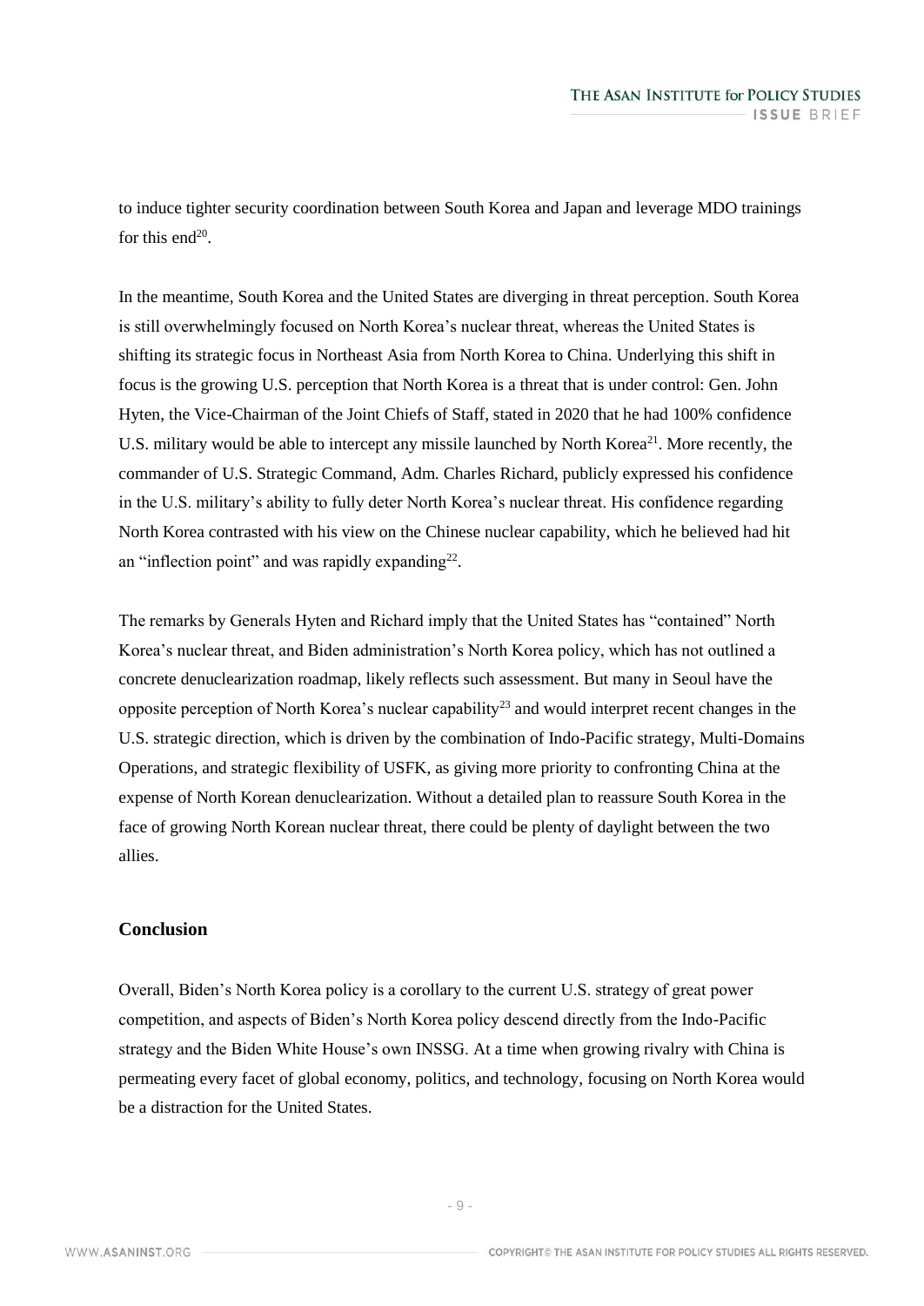to induce tighter security coordination between South Korea and Japan and leverage MDO trainings for this end[20].

In the meantime, South Korea and the United States are diverging in threat perception. South Korea is still overwhelmingly focused on North Korea's nuclear threat, whereas the United States is shifting its strategic focus in Northeast Asia from North Korea to China. Underlying this shift in focus is the growing U.S. perception that North Korea is a threat that is under control: Gen. John Hyten, the Vice-Chairman of the Joint Chiefs of Staff, stated in 2020 that he had 100% confidence U.S. military would be able to intercept any missile launched by North Korea[21]. More recently, the commander of U.S. Strategic Command, Adm. Charles Richard, publicly expressed his confidence in the U.S. military's ability to fully deter North Korea's nuclear threat. His confidence regarding North Korea contrasted with his view on the Chinese nuclear capability, which he believed had hit an "inflection point" and was rapidly expanding[22].

The remarks by Generals Hyten and Richard imply that the United States has "contained" North Korea's nuclear threat, and Biden administration's North Korea policy, which has not outlined a concrete denuclearization roadmap, likely reflects such assessment. But many in Seoul have the opposite perception of North Korea's nuclear capability[23] and would interpret recent changes in the U.S. strategic direction, which is driven by the combination of Indo-Pacific strategy, Multi-Domains Operations, and strategic flexibility of USFK, as giving more priority to confronting China at the expense of North Korean denuclearization. Without a detailed plan to reassure South Korea in the face of growing North Korean nuclear threat, there could be plenty of daylight between the two allies.

## Conclusion

Overall, Biden's North Korea policy is a corollary to the current U.S. strategy of great power competition, and aspects of Biden's North Korea policy descend directly from the Indo-Pacific strategy and the Biden White House's own INSSG. At a time when growing rivalry with China is permeating every facet of global economy, politics, and technology, focusing on North Korea would be a distraction for the United States.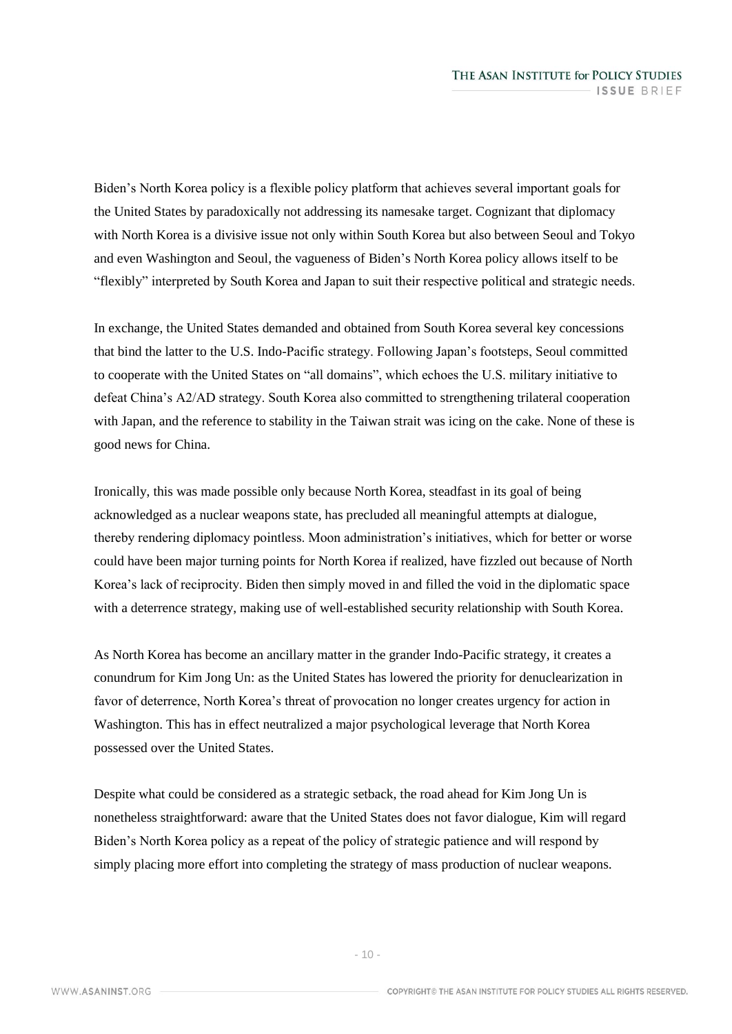Biden's North Korea policy is a flexible policy platform that achieves several important goals for the United States by paradoxically not addressing its namesake target. Cognizant that diplomacy with North Korea is a divisive issue not only within South Korea but also between Seoul and Tokyo and even Washington and Seoul, the vagueness of Biden's North Korea policy allows itself to be "flexibly" interpreted by South Korea and Japan to suit their respective political and strategic needs.

In exchange, the United States demanded and obtained from South Korea several key concessions that bind the latter to the U.S. Indo-Pacific strategy. Following Japan's footsteps, Seoul committed to cooperate with the United States on "all domains", which echoes the U.S. military initiative to defeat China's A2/AD strategy. South Korea also committed to strengthening trilateral cooperation with Japan, and the reference to stability in the Taiwan strait was icing on the cake. None of these is good news for China.

Ironically, this was made possible only because North Korea, steadfast in its goal of being acknowledged as a nuclear weapons state, has precluded all meaningful attempts at dialogue, thereby rendering diplomacy pointless. Moon administration's initiatives, which for better or worse could have been major turning points for North Korea if realized, have fizzled out because of North Korea's lack of reciprocity. Biden then simply moved in and filled the void in the diplomatic space with a deterrence strategy, making use of well-established security relationship with South Korea.

As North Korea has become an ancillary matter in the grander Indo-Pacific strategy, it creates a conundrum for Kim Jong Un: as the United States has lowered the priority for denuclearization in favor of deterrence, North Korea's threat of provocation no longer creates urgency for action in Washington. This has in effect neutralized a major psychological leverage that North Korea possessed over the United States.

Despite what could be considered as a strategic setback, the road ahead for Kim Jong Un is nonetheless straightforward: aware that the United States does not favor dialogue, Kim will regard Biden's North Korea policy as a repeat of the policy of strategic patience and will respond by simply placing more effort into completing the strategy of mass production of nuclear weapons.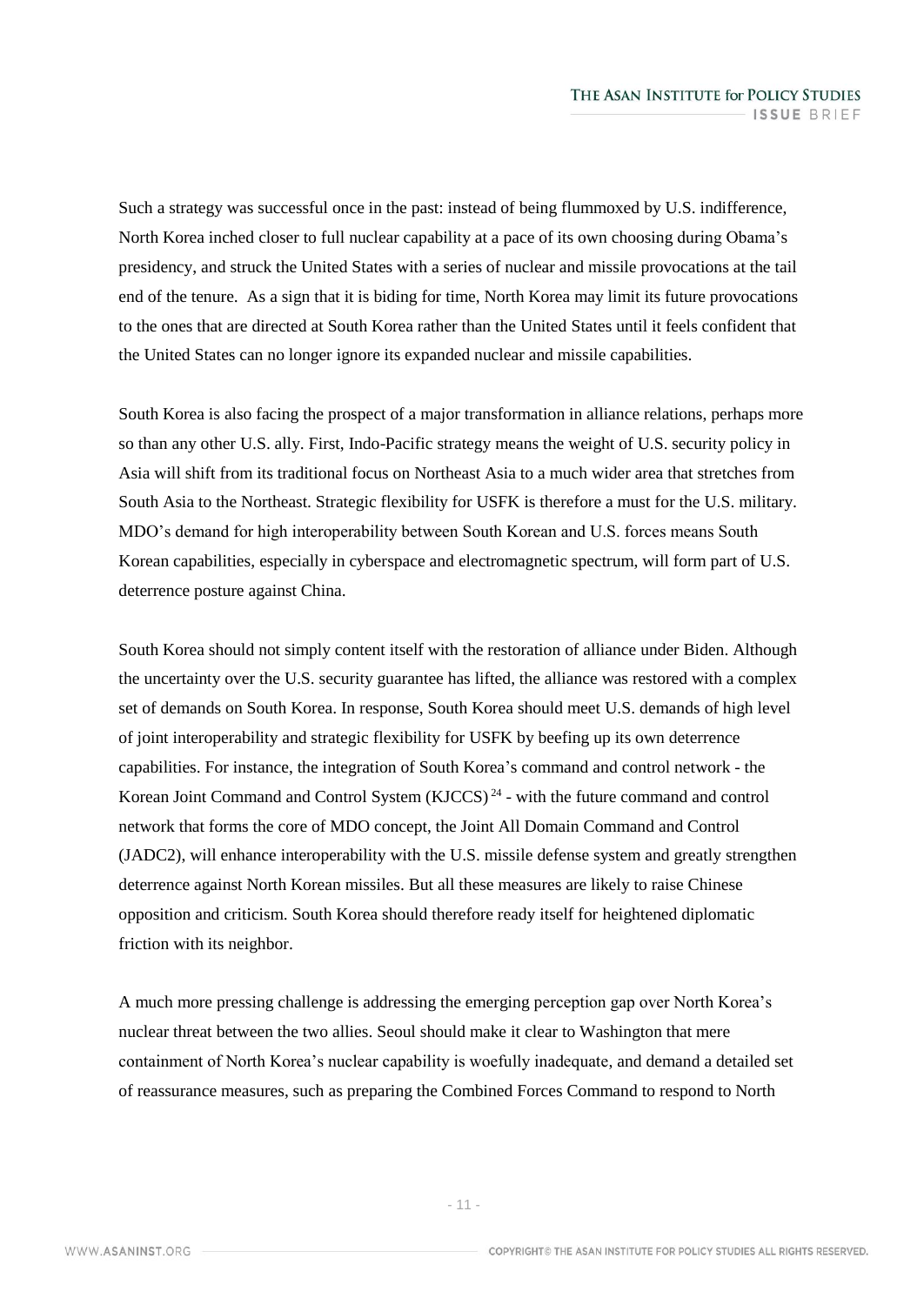Such a strategy was successful once in the past: instead of being flummoxed by U.S. indifference, North Korea inched closer to full nuclear capability at a pace of its own choosing during Obama's presidency, and struck the United States with a series of nuclear and missile provocations at the tail end of the tenure. As a sign that it is biding for time, North Korea may limit its future provocations to the ones that are directed at South Korea rather than the United States until it feels confident that the United States can no longer ignore its expanded nuclear and missile capabilities.

South Korea is also facing the prospect of a major transformation in alliance relations, perhaps more so than any other U.S. ally. First, Indo-Pacific strategy means the weight of U.S. security policy in Asia will shift from its traditional focus on Northeast Asia to a much wider area that stretches from South Asia to the Northeast. Strategic flexibility for USFK is therefore a must for the U.S. military. MDO's demand for high interoperability between South Korean and U.S. forces means South Korean capabilities, especially in cyberspace and electromagnetic spectrum, will form part of U.S. deterrence posture against China.

South Korea should not simply content itself with the restoration of alliance under Biden. Although the uncertainty over the U.S. security guarantee has lifted, the alliance was restored with a complex set of demands on South Korea. In response, South Korea should meet U.S. demands of high level of joint interoperability and strategic flexibility for USFK by beefing up its own deterrence capabilities. For instance, the integration of South Korea's command and control network - the Korean Joint Command and Control System (KJCCS)[24] - with the future command and control network that forms the core of MDO concept, the Joint All Domain Command and Control (JADC2), will enhance interoperability with the U.S. missile defense system and greatly strengthen deterrence against North Korean missiles. But all these measures are likely to raise Chinese opposition and criticism. South Korea should therefore ready itself for heightened diplomatic friction with its neighbor.

A much more pressing challenge is addressing the emerging perception gap over North Korea's nuclear threat between the two allies. Seoul should make it clear to Washington that mere containment of North Korea's nuclear capability is woefully inadequate, and demand a detailed set of reassurance measures, such as preparing the Combined Forces Command to respond to North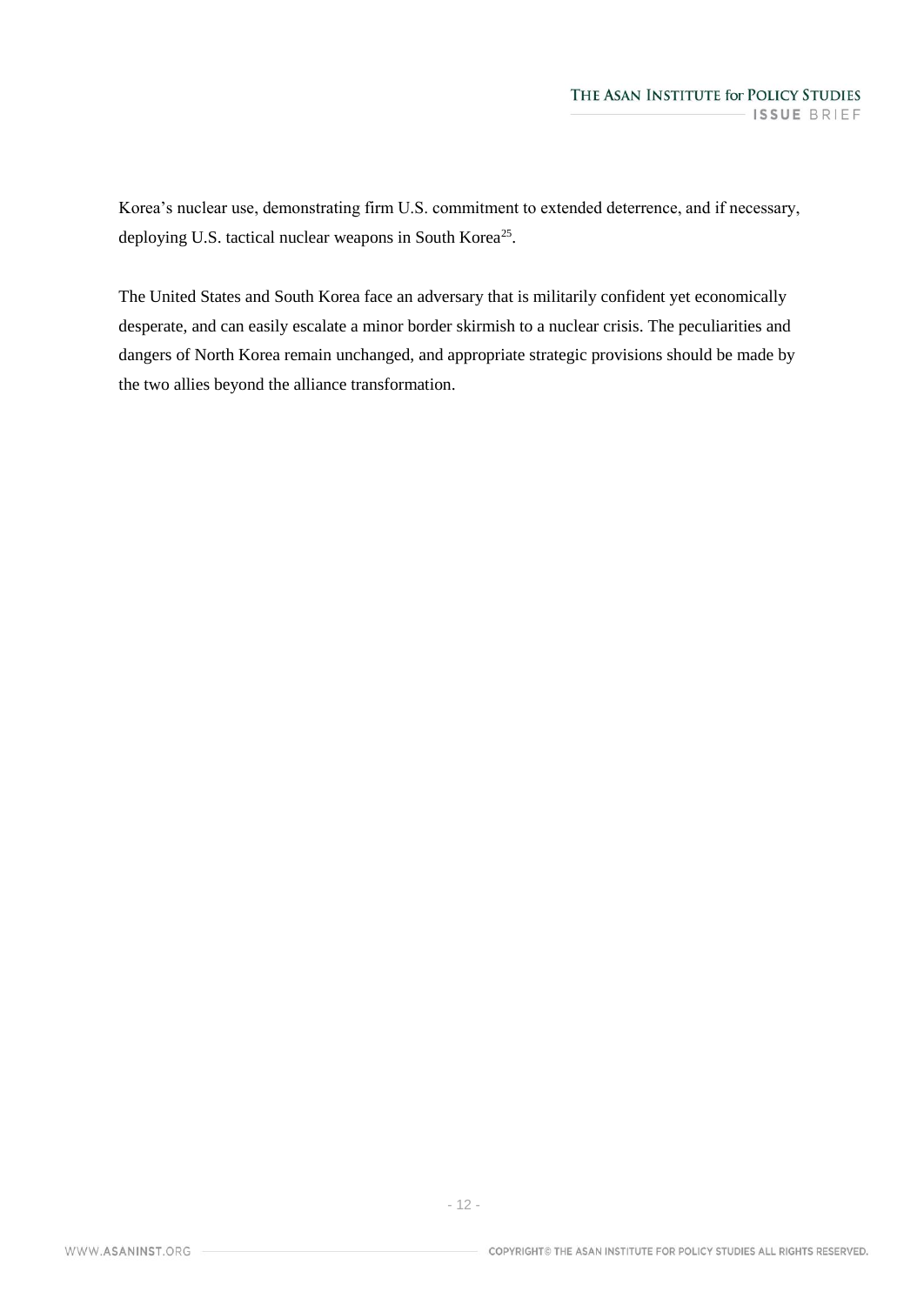Korea's nuclear use, demonstrating firm U.S. commitment to extended deterrence, and if necessary, deploying U.S. tactical nuclear weapons in South Korea[25].

The United States and South Korea face an adversary that is militarily confident yet economically desperate, and can easily escalate a minor border skirmish to a nuclear crisis. The peculiarities and dangers of North Korea remain unchanged, and appropriate strategic provisions should be made by the two allies beyond the alliance transformation.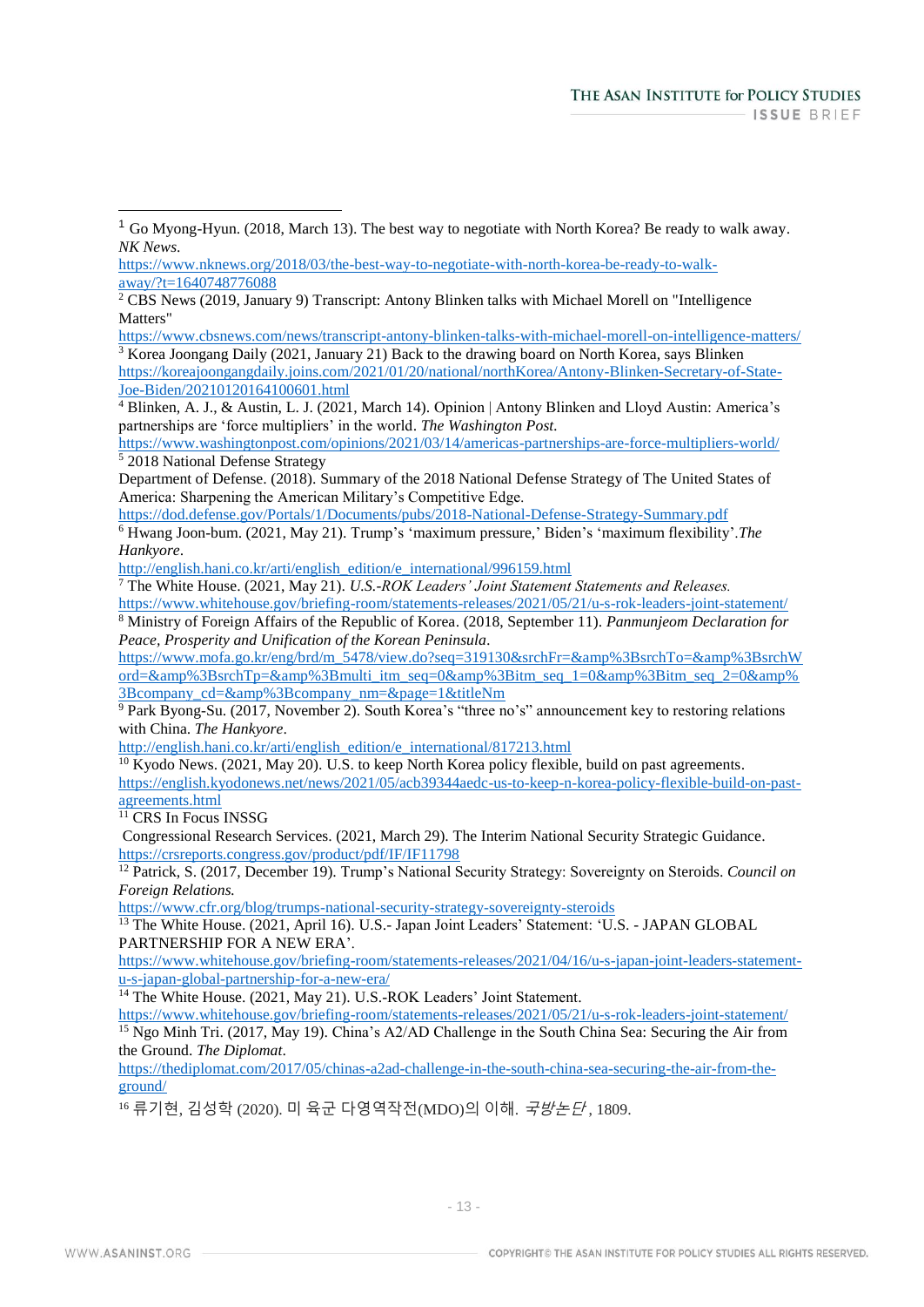[1] Go Myong-Hyun. (2018, March 13). The best way to negotiate with North Korea? Be ready to walk away. *NK News*. https://www.nknews.org/2018/03/the-best-way-to-negotiate-with-north-korea-be-ready-to-walk-away/?t=1640748776088

[2] CBS News (2019, January 9) Transcript: Antony Blinken talks with Michael Morell on "Intelligence Matters" https://www.cbsnews.com/news/transcript-antony-blinken-talks-with-michael-morell-on-intelligence-matters/

[3] Korea Joongang Daily (2021, January 21) Back to the drawing board on North Korea, says Blinken https://koreajoongangdaily.joins.com/2021/01/20/national/northKorea/Antony-Blinken-Secretary-of-State-Joe-Biden/20210120164100601.html

[4] Blinken, A. J., & Austin, L. J. (2021, March 14). Opinion | Antony Blinken and Lloyd Austin: America's partnerships are 'force multipliers' in the world. *The Washington Post*. https://www.washingtonpost.com/opinions/2021/03/14/americas-partnerships-are-force-multipliers-world/

[5] 2018 National Defense Strategy
Department of Defense. (2018). Summary of the 2018 National Defense Strategy of The United States of America: Sharpening the American Military's Competitive Edge. https://dod.defense.gov/Portals/1/Documents/pubs/2018-National-Defense-Strategy-Summary.pdf

[6] Hwang Joon-bum. (2021, May 21). Trump's 'maximum pressure,' Biden's 'maximum flexibility'.*The Hankyore*. http://english.hani.co.kr/arti/english_edition/e_international/996159.html

[7] The White House. (2021, May 21). *U.S.-ROK Leaders' Joint Statement Statements and Releases.* https://www.whitehouse.gov/briefing-room/statements-releases/2021/05/21/u-s-rok-leaders-joint-statement/

[8] Ministry of Foreign Affairs of the Republic of Korea. (2018, September 11). *Panmunjeom Declaration for Peace, Prosperity and Unification of the Korean Peninsula*. https://www.mofa.go.kr/eng/brd/m_5478/view.do?seq=319130&srchFr=&amp%3BsrchTo=&amp%3BsrchWord=&amp%3BsrchTp=&amp%3Bmulti_itm_seq=0&amp%3Bitm_seq_1=0&amp%3Bitm_seq_2=0&amp%3Bcompany_cd=&amp%3Bcompany_nm=&page=1&titleNm

[9] Park Byong-Su. (2017, November 2). South Korea's "three no's" announcement key to restoring relations with China. *The Hankyore*. http://english.hani.co.kr/arti/english_edition/e_international/817213.html

[10] Kyodo News. (2021, May 20). U.S. to keep North Korea policy flexible, build on past agreements. https://english.kyodonews.net/news/2021/05/acb39344aedc-us-to-keep-n-korea-policy-flexible-build-on-past-agreements.html

[11] CRS In Focus INSSG
Congressional Research Services. (2021, March 29). The Interim National Security Strategic Guidance. https://crsreports.congress.gov/product/pdf/IF/IF11798

[12] Patrick, S. (2017, December 19). Trump's National Security Strategy: Sovereignty on Steroids. *Council on Foreign Relations.* https://www.cfr.org/blog/trumps-national-security-strategy-sovereignty-steroids

[13] The White House. (2021, April 16). U.S.- Japan Joint Leaders' Statement: 'U.S. - JAPAN GLOBAL PARTNERSHIP FOR A NEW ERA'. https://www.whitehouse.gov/briefing-room/statements-releases/2021/04/16/u-s-japan-joint-leaders-statement-u-s-japan-global-partnership-for-a-new-era/

[14] The White House. (2021, May 21). U.S.-ROK Leaders' Joint Statement. https://www.whitehouse.gov/briefing-room/statements-releases/2021/05/21/u-s-rok-leaders-joint-statement/

[15] Ngo Minh Tri. (2017, May 19). China's A2/AD Challenge in the South China Sea: Securing the Air from the Ground. *The Diplomat*. https://thediplomat.com/2017/05/chinas-a2ad-challenge-in-the-south-china-sea-securing-the-air-from-the-ground/

[16] 류기현, 김성학 (2020). 미 육군 다영역작전(MDO)의 이해. *국방논단*, 1809.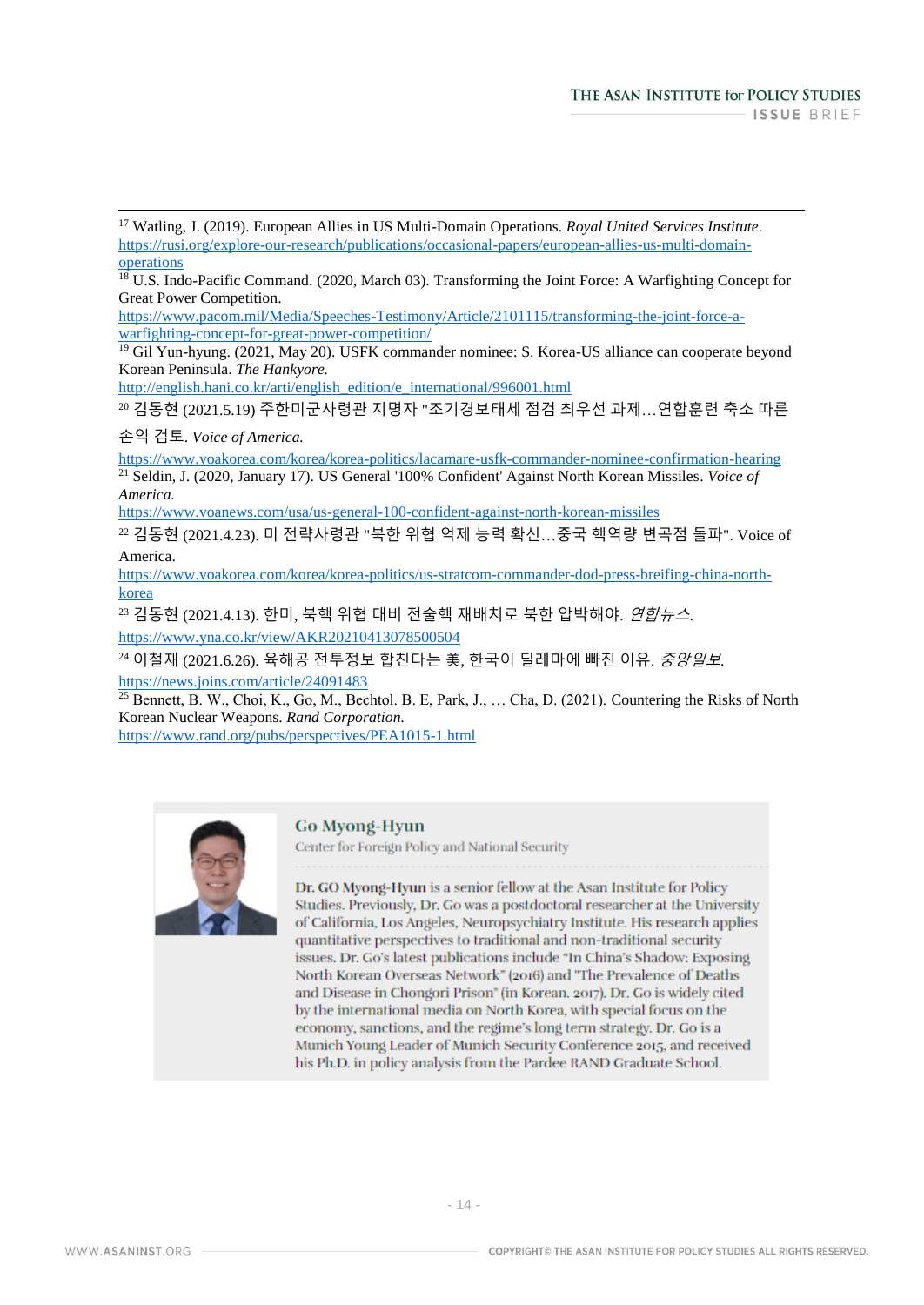[17] Watling, J. (2019). European Allies in US Multi-Domain Operations. *Royal United Services Institute*. https://rusi.org/explore-our-research/publications/occasional-papers/european-allies-us-multi-domain-operations

[18] U.S. Indo-Pacific Command. (2020, March 03). Transforming the Joint Force: A Warfighting Concept for Great Power Competition. https://www.pacom.mil/Media/Speeches-Testimony/Article/2101115/transforming-the-joint-force-a-warfighting-concept-for-great-power-competition/

[19] Gil Yun-hyung. (2021, May 20). USFK commander nominee: S. Korea-US alliance can cooperate beyond Korean Peninsula. *The Hankyore.* http://english.hani.co.kr/arti/english_edition/e_international/996001.html

[20] 김동현 (2021.5.19) 주한미군사령관 지명자 "조기경보태세 점검 최우선 과제…연합훈련 축소 따른 손익 검토. *Voice of America.* https://www.voakorea.com/korea/korea-politics/lacamare-usfk-commander-nominee-confirmation-hearing

[21] Seldin, J. (2020, January 17). US General '100% Confident' Against North Korean Missiles. *Voice of America.* https://www.voanews.com/usa/us-general-100-confident-against-north-korean-missiles

[22] 김동현 (2021.4.23). 미 전략사령관 "북한 위협 억제 능력 확신…중국 핵역량 변곡점 돌파". Voice of America. https://www.voakorea.com/korea/korea-politics/us-stratcom-commander-dod-press-breifing-china-north-korea

[23] 김동현 (2021.4.13). 한미, 북핵 위협 대비 전술핵 재배치로 북한 압박해야. *연합뉴스.* https://www.yna.co.kr/view/AKR20210413078500504

[24] 이철재 (2021.6.26). 육해공 전투정보 합친다는 美, 한국이 딜레마에 빠진 이유. *중앙일보.* https://news.joins.com/article/24091483

[25] Bennett, B. W., Choi, K., Go, M., Bechtol. B. E, Park, J., … Cha, D. (2021). Countering the Risks of North Korean Nuclear Weapons. *Rand Corporation.* https://www.rand.org/pubs/perspectives/PEA1015-1.html

**Go Myong-Hyun**

Center for Foreign Policy and National Security

**Dr. GO Myong-Hyun** is a senior fellow at the Asan Institute for Policy Studies. Previously, Dr. Go was a postdoctoral researcher at the University of California, Los Angeles, Neuropsychiatry Institute. His research applies quantitative perspectives to traditional and non-traditional security issues. Dr. Go's latest publications include "In China's Shadow: Exposing North Korean Overseas Network" (2016) and "The Prevalence of Deaths and Disease in Chongori Prison" (in Korean. 2017). Dr. Go is widely cited by the international media on North Korea, with special focus on the economy, sanctions, and the regime's long term strategy. Dr. Go is a Munich Young Leader of Munich Security Conference 2015, and received his Ph.D. in policy analysis from the Pardee RAND Graduate School.